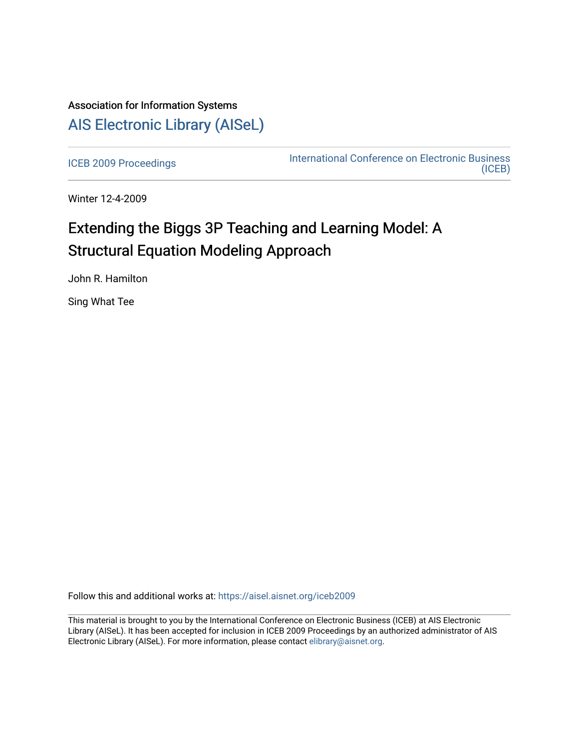Association for Information Systems

# AIS Electronic Library (AISeL)

ICEB 2009 Proceedings

International Conference on Electronic Business (ICEB)

Winter 12-4-2009

# Extending the Biggs 3P Teaching and Learning Model: A Structural Equation Modeling Approach

John R. Hamilton

Sing What Tee

Follow this and additional works at: https://aisel.aisnet.org/iceb2009

This material is brought to you by the International Conference on Electronic Business (ICEB) at AIS Electronic Library (AISeL). It has been accepted for inclusion in ICEB 2009 Proceedings by an authorized administrator of AIS Electronic Library (AISeL). For more information, please contact elibrary@aisnet.org.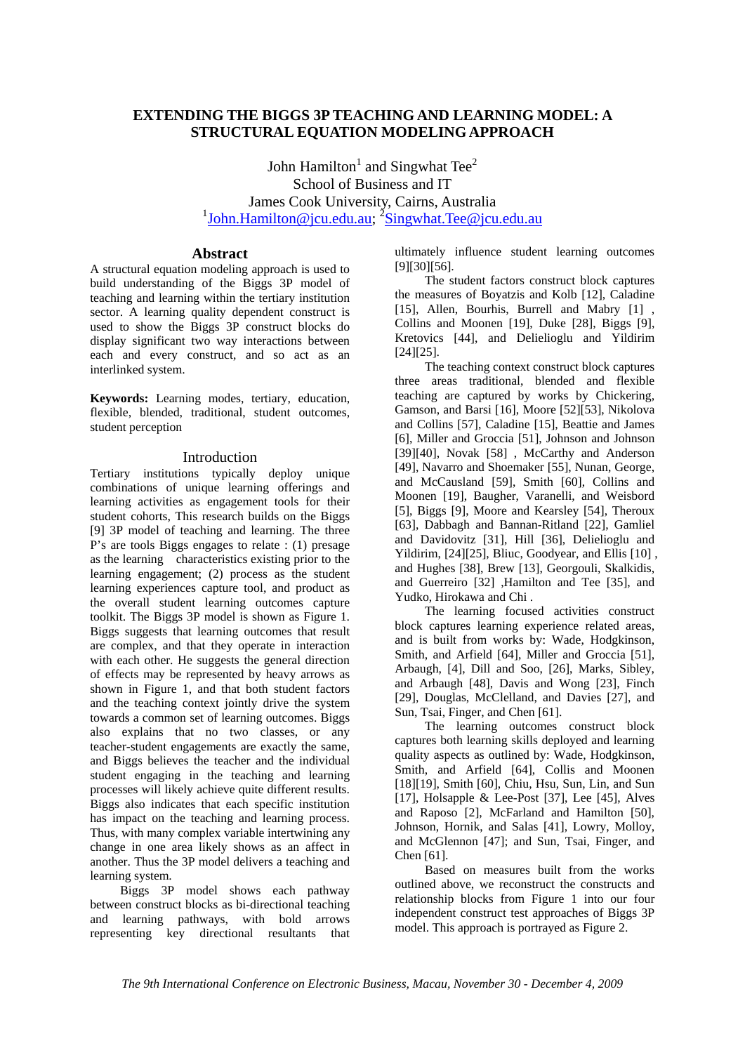# EXTENDING THE BIGGS 3P TEACHING AND LEARNING MODEL: A STRUCTURAL EQUATION MODELING APPROACH

John Hamilton[1] and Singwhat Tee[2]
School of Business and IT
James Cook University, Cairns, Australia
[1]John.Hamilton@jcu.edu.au; [2]Singwhat.Tee@jcu.edu.au

## Abstract

A structural equation modeling approach is used to build understanding of the Biggs 3P model of teaching and learning within the tertiary institution sector. A learning quality dependent construct is used to show the Biggs 3P construct blocks do display significant two way interactions between each and every construct, and so act as an interlinked system.

**Keywords:** Learning modes, tertiary, education, flexible, blended, traditional, student outcomes, student perception

## Introduction

Tertiary institutions typically deploy unique combinations of unique learning offerings and learning activities as engagement tools for their student cohorts, This research builds on the Biggs [9] 3P model of teaching and learning. The three P's are tools Biggs engages to relate : (1) presage as the learning characteristics existing prior to the learning engagement; (2) process as the student learning experiences capture tool, and product as the overall student learning outcomes capture toolkit. The Biggs 3P model is shown as Figure 1. Biggs suggests that learning outcomes that result are complex, and that they operate in interaction with each other. He suggests the general direction of effects may be represented by heavy arrows as shown in Figure 1, and that both student factors and the teaching context jointly drive the system towards a common set of learning outcomes. Biggs also explains that no two classes, or any teacher-student engagements are exactly the same, and Biggs believes the teacher and the individual student engaging in the teaching and learning processes will likely achieve quite different results. Biggs also indicates that each specific institution has impact on the teaching and learning process. Thus, with many complex variable intertwining any change in one area likely shows as an affect in another. Thus the 3P model delivers a teaching and learning system.

Biggs 3P model shows each pathway between construct blocks as bi-directional teaching and learning pathways, with bold arrows representing key directional resultants that ultimately influence student learning outcomes [9][30][56].

The student factors construct block captures the measures of Boyatzis and Kolb [12], Caladine [15], Allen, Bourhis, Burrell and Mabry [1] , Collins and Moonen [19], Duke [28], Biggs [9], Kretovics [44], and Delielioglu and Yildirim [24][25].

The teaching context construct block captures three areas traditional, blended and flexible teaching are captured by works by Chickering, Gamson, and Barsi [16], Moore [52][53], Nikolova and Collins [57], Caladine [15], Beattie and James [6], Miller and Groccia [51], Johnson and Johnson [39][40], Novak [58] , McCarthy and Anderson [49], Navarro and Shoemaker [55], Nunan, George, and McCausland [59], Smith [60], Collins and Moonen [19], Baugher, Varanelli, and Weisbord [5], Biggs [9], Moore and Kearsley [54], Theroux [63], Dabbagh and Bannan-Ritland [22], Gamliel and Davidovitz [31], Hill [36], Delielioglu and Yildirim, [24][25], Bliuc, Goodyear, and Ellis [10] , and Hughes [38], Brew [13], Georgouli, Skalkidis, and Guerreiro [32] ,Hamilton and Tee [35], and Yudko, Hirokawa and Chi .

The learning focused activities construct block captures learning experience related areas, and is built from works by: Wade, Hodgkinson, Smith, and Arfield [64], Miller and Groccia [51], Arbaugh, [4], Dill and Soo, [26], Marks, Sibley, and Arbaugh [48], Davis and Wong [23], Finch [29], Douglas, McClelland, and Davies [27], and Sun, Tsai, Finger, and Chen [61].

The learning outcomes construct block captures both learning skills deployed and learning quality aspects as outlined by: Wade, Hodgkinson, Smith, and Arfield [64], Collis and Moonen [18][19], Smith [60], Chiu, Hsu, Sun, Lin, and Sun [17], Holsapple & Lee-Post [37], Lee [45], Alves and Raposo [2], McFarland and Hamilton [50], Johnson, Hornik, and Salas [41], Lowry, Molloy, and McGlennon [47]; and Sun, Tsai, Finger, and Chen [61].

Based on measures built from the works outlined above, we reconstruct the constructs and relationship blocks from Figure 1 into our four independent construct test approaches of Biggs 3P model. This approach is portrayed as Figure 2.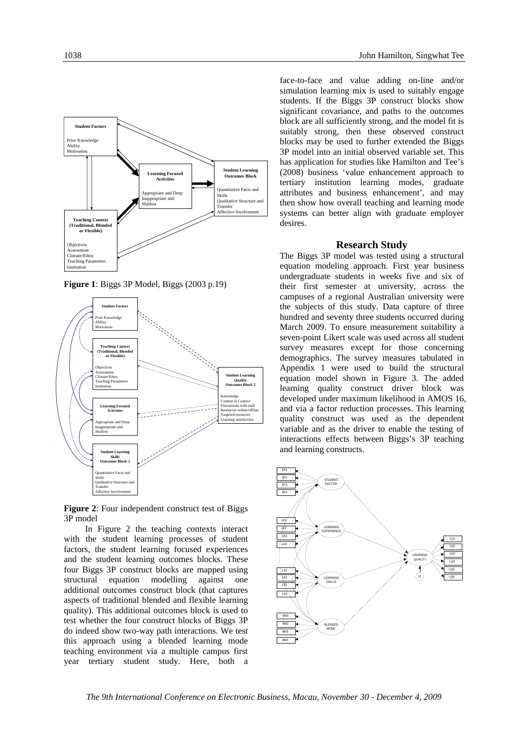**Figure 1**: Biggs 3P Model, Biggs (2003 p.19)

**Figure 2**: Four independent construct test of Biggs 3P model

In Figure 2 the teaching contexts interact with the student learning processes of student factors, the student learning focused experiences and the student learning outcomes blocks. These four Biggs 3P construct blocks are mapped using structural equation modelling against one additional outcomes construct block (that captures aspects of traditional blended and flexible learning quality). This additional outcomes block is used to test whether the four construct blocks of Biggs 3P do indeed show two-way path interactions. We test this approach using a blended learning mode teaching environment via a multiple campus first year tertiary student study. Here, both a face-to-face and value adding on-line and/or simulation learning mix is used to suitably engage students. If the Biggs 3P construct blocks show significant covariance, and paths to the outcomes block are all sufficiently strong, and the model fit is suitably strong, then these observed construct blocks may be used to further extended the Biggs 3P model into an initial observed variable set. This has application for studies like Hamilton and Tee's (2008) business 'value enhancement approach to tertiary institution learning modes, graduate attributes and business enhancement', and may then show how overall teaching and learning mode systems can better align with graduate employer desires.

## Research Study

The Biggs 3P model was tested using a structural equation modeling approach. First year business undergraduate students in weeks five and six of their first semester at university, across the campuses of a regional Australian university were the subjects of this study. Data capture of three hundred and seventy three students occurred during March 2009. To ensure measurement suitability a seven-point Likert scale was used across all student survey measures except for those concerning demographics. The survey measures tabulated in Appendix 1 were used to build the structural equation model shown in Figure 3. The added learning quality construct driver block was developed under maximum likelihood in AMOS 16, and via a factor reduction processes. This learning quality construct was used as the dependent variable and as the driver to enable the testing of interactions effects between Biggs's 3P teaching and learning constructs.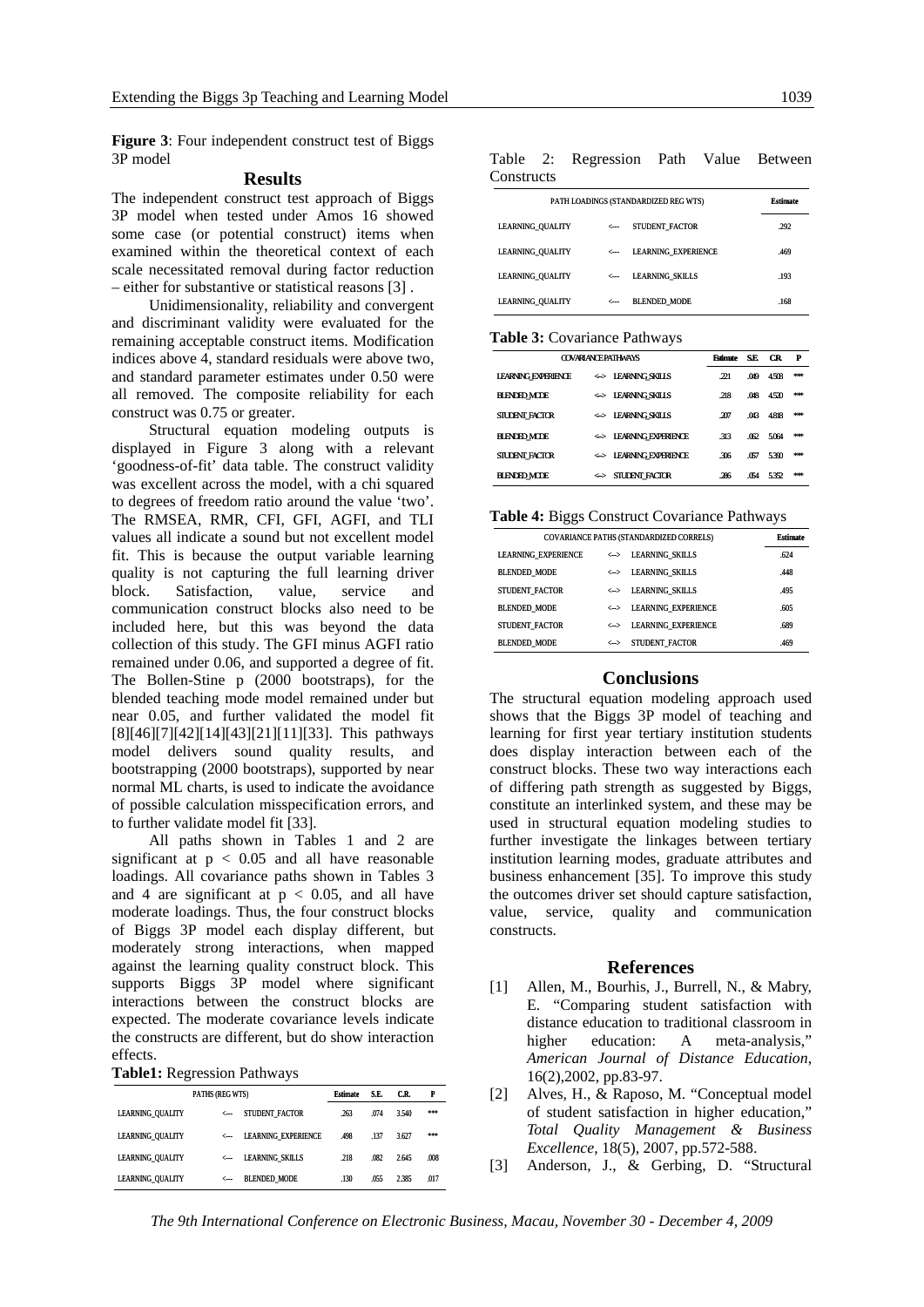**Figure 3**: Four independent construct test of Biggs 3P model

## Results

The independent construct test approach of Biggs 3P model when tested under Amos 16 showed some case (or potential construct) items when examined within the theoretical context of each scale necessitated removal during factor reduction – either for substantive or statistical reasons [3] .

Unidimensionality, reliability and convergent and discriminant validity were evaluated for the remaining acceptable construct items. Modification indices above 4, standard residuals were above two, and standard parameter estimates under 0.50 were all removed. The composite reliability for each construct was 0.75 or greater.

Structural equation modeling outputs is displayed in Figure 3 along with a relevant 'goodness-of-fit' data table. The construct validity was excellent across the model, with a chi squared to degrees of freedom ratio around the value 'two'. The RMSEA, RMR, CFI, GFI, AGFI, and TLI values all indicate a sound but not excellent model fit. This is because the output variable learning quality is not capturing the full learning driver block. Satisfaction, value, service and communication construct blocks also need to be included here, but this was beyond the data collection of this study. The GFI minus AGFI ratio remained under 0.06, and supported a degree of fit. The Bollen-Stine p (2000 bootstraps), for the blended teaching mode model remained under but near 0.05, and further validated the model fit [8][46][7][42][14][43][21][11][33]. This pathways model delivers sound quality results, and bootstrapping (2000 bootstraps), supported by near normal ML charts, is used to indicate the avoidance of possible calculation misspecification errors, and to further validate model fit [33].

All paths shown in Tables 1 and 2 are significant at $p < 0.05$ and all have reasonable loadings. All covariance paths shown in Tables 3 and 4 are significant at $p < 0.05$, and all have moderate loadings. Thus, the four construct blocks of Biggs 3P model each display different, but moderately strong interactions, when mapped against the learning quality construct block. This supports Biggs 3P model where significant interactions between the construct blocks are expected. The moderate covariance levels indicate the constructs are different, but do show interaction effects.

**Table1:** Regression Pathways

| PATHS (REG WTS) | | | Estimate | S.E. | C.R. | P |
|---|---|---|---|---|---|---|
| LEARNING_QUALITY | <--- | STUDENT_FACTOR | .263 | .074 | 3.540 | *** |
| LEARNING_QUALITY | <--- | LEARNING_EXPERIENCE | .498 | .137 | 3.627 | *** |
| LEARNING_QUALITY | <--- | LEARNING_SKILLS | .218 | .082 | 2.645 | .008 |
| LEARNING_QUALITY | <--- | BLENDED_MODE | .130 | .055 | 2.385 | .017 |

Table 2: Regression Path Value Between Constructs

| PATH LOADINGS (STANDARDIZED REG WTS) | | | Estimate |
|---|---|---|---|
| LEARNING_QUALITY | <--- | STUDENT_FACTOR | .292 |
| LEARNING_QUALITY | <--- | LEARNING_EXPERIENCE | .469 |
| LEARNING_QUALITY | <--- | LEARNING_SKILLS | .193 |
| LEARNING_QUALITY | <--- | BLENDED_MODE | .168 |

**Table 3:** Covariance Pathways

| COVARIANCE PATHWAYS | | | Estimate | S.E. | C.R. | P |
|---|---|---|---|---|---|---|
| LEARNING_EXPERIENCE | <--> | LEARNING_SKILLS | .221 | .049 | 4.508 | *** |
| BLENDED_MODE | <--> | LEARNING_SKILLS | .218 | .048 | 4.520 | *** |
| STUDENT_FACTOR | <--> | LEARNING_SKILLS | .207 | .043 | 4.818 | *** |
| BLENDED_MODE | <--> | LEARNING_EXPERIENCE | .313 | .062 | 5.064 | *** |
| STUDENT_FACTOR | <--> | LEARNING_EXPERIENCE | .306 | .057 | 5.390 | *** |
| BLENDED_MODE | <--> | STUDENT_FACTOR | .286 | .054 | 5.352 | *** |

**Table 4:** Biggs Construct Covariance Pathways

| COVARIANCE PATHS (STANDARDIZED CORRELS) | | | Estimate |
|---|---|---|---|
| LEARNING_EXPERIENCE | <--> | LEARNING_SKILLS | .624 |
| BLENDED_MODE | <--> | LEARNING_SKILLS | .448 |
| STUDENT_FACTOR | <--> | LEARNING_SKILLS | .495 |
| BLENDED_MODE | <--> | LEARNING_EXPERIENCE | .605 |
| STUDENT_FACTOR | <--> | LEARNING_EXPERIENCE | .689 |
| BLENDED_MODE | <--> | STUDENT_FACTOR | .469 |

## Conclusions

The structural equation modeling approach used shows that the Biggs 3P model of teaching and learning for first year tertiary institution students does display interaction between each of the construct blocks. These two way interactions each of differing path strength as suggested by Biggs, constitute an interlinked system, and these may be used in structural equation modeling studies to further investigate the linkages between tertiary institution learning modes, graduate attributes and business enhancement [35]. To improve this study the outcomes driver set should capture satisfaction, value, service, quality and communication constructs.

## References

[1] Allen, M., Bourhis, J., Burrell, N., & Mabry, E. "Comparing student satisfaction with distance education to traditional classroom in higher education: A meta-analysis," *American Journal of Distance Education*, 16(2),2002, pp.83-97.

[2] Alves, H., & Raposo, M. "Conceptual model of student satisfaction in higher education," *Total Quality Management & Business Excellence*, 18(5), 2007, pp.572-588.

[3] Anderson, J., & Gerbing, D. "Structural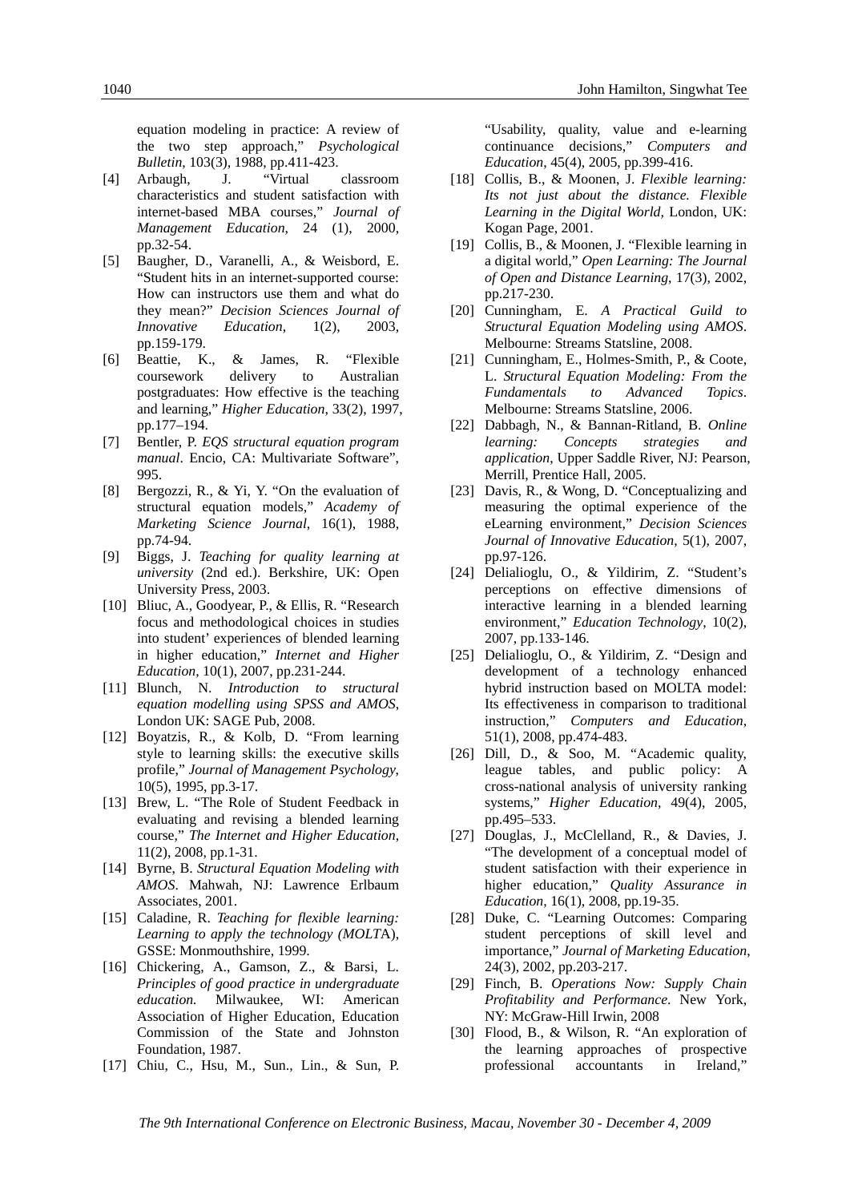equation modeling in practice: A review of the two step approach," *Psychological Bulletin*, 103(3), 1988, pp.411-423.

[4] Arbaugh, J. "Virtual classroom characteristics and student satisfaction with internet-based MBA courses," *Journal of Management Education*, 24 (1), 2000, pp.32-54.

[5] Baugher, D., Varanelli, A., & Weisbord, E. "Student hits in an internet-supported course: How can instructors use them and what do they mean?" *Decision Sciences Journal of Innovative Education*, 1(2), 2003, pp.159-179.

[6] Beattie, K., & James, R. "Flexible coursework delivery to Australian postgraduates: How effective is the teaching and learning," *Higher Education*, 33(2), 1997, pp.177–194.

[7] Bentler, P. *EQS structural equation program manual*. Encio, CA: Multivariate Software", 995.

[8] Bergozzi, R., & Yi, Y. "On the evaluation of structural equation models," *Academy of Marketing Science Journal*, 16(1), 1988, pp.74-94.

[9] Biggs, J. *Teaching for quality learning at university* (2nd ed.). Berkshire, UK: Open University Press, 2003.

[10] Bliuc, A., Goodyear, P., & Ellis, R. "Research focus and methodological choices in studies into student' experiences of blended learning in higher education," *Internet and Higher Education*, 10(1), 2007, pp.231-244.

[11] Blunch, N. *Introduction to structural equation modelling using SPSS and AMOS*, London UK: SAGE Pub, 2008.

[12] Boyatzis, R., & Kolb, D. "From learning style to learning skills: the executive skills profile," *Journal of Management Psychology*, 10(5), 1995, pp.3-17.

[13] Brew, L. "The Role of Student Feedback in evaluating and revising a blended learning course," *The Internet and Higher Education*, 11(2), 2008, pp.1-31.

[14] Byrne, B. *Structural Equation Modeling with AMOS*. Mahwah, NJ: Lawrence Erlbaum Associates, 2001.

[15] Caladine, R. *Teaching for flexible learning: Learning to apply the technology (MOLTA)*, GSSE: Monmouthshire, 1999.

[16] Chickering, A., Gamson, Z., & Barsi, L. *Principles of good practice in undergraduate education.* Milwaukee, WI: American Association of Higher Education, Education Commission of the State and Johnston Foundation, 1987.

[17] Chiu, C., Hsu, M., Sun., Lin., & Sun, P. "Usability, quality, value and e-learning continuance decisions," *Computers and Education*, 45(4), 2005, pp.399-416.

[18] Collis, B., & Moonen, J. *Flexible learning: Its not just about the distance. Flexible Learning in the Digital World*, London, UK: Kogan Page, 2001.

[19] Collis, B., & Moonen, J. "Flexible learning in a digital world," *Open Learning: The Journal of Open and Distance Learning*, 17(3), 2002, pp.217-230.

[20] Cunningham, E. *A Practical Guild to Structural Equation Modeling using AMOS*. Melbourne: Streams Statsline, 2008.

[21] Cunningham, E., Holmes-Smith, P., & Coote, L. *Structural Equation Modeling: From the Fundamentals to Advanced Topics*. Melbourne: Streams Statsline, 2006.

[22] Dabbagh, N., & Bannan-Ritland, B. *Online learning: Concepts strategies and application*, Upper Saddle River, NJ: Pearson, Merrill, Prentice Hall, 2005.

[23] Davis, R., & Wong, D. "Conceptualizing and measuring the optimal experience of the eLearning environment," *Decision Sciences Journal of Innovative Education*, 5(1), 2007, pp.97-126.

[24] Delialioglu, O., & Yildirim, Z. "Student's perceptions on effective dimensions of interactive learning in a blended learning environment," *Education Technology*, 10(2), 2007, pp.133-146.

[25] Delialioglu, O., & Yildirim, Z. "Design and development of a technology enhanced hybrid instruction based on MOLTA model: Its effectiveness in comparison to traditional instruction," *Computers and Education*, 51(1), 2008, pp.474-483.

[26] Dill, D., & Soo, M. "Academic quality, league tables, and public policy: A cross-national analysis of university ranking systems," *Higher Education*, 49(4), 2005, pp.495–533.

[27] Douglas, J., McClelland, R., & Davies, J. "The development of a conceptual model of student satisfaction with their experience in higher education," *Quality Assurance in Education*, 16(1), 2008, pp.19-35.

[28] Duke, C. "Learning Outcomes: Comparing student perceptions of skill level and importance," *Journal of Marketing Education*, 24(3), 2002, pp.203-217.

[29] Finch, B. *Operations Now: Supply Chain Profitability and Performance*. New York, NY: McGraw-Hill Irwin, 2008

[30] Flood, B., & Wilson, R. "An exploration of the learning approaches of prospective professional accountants in Ireland,"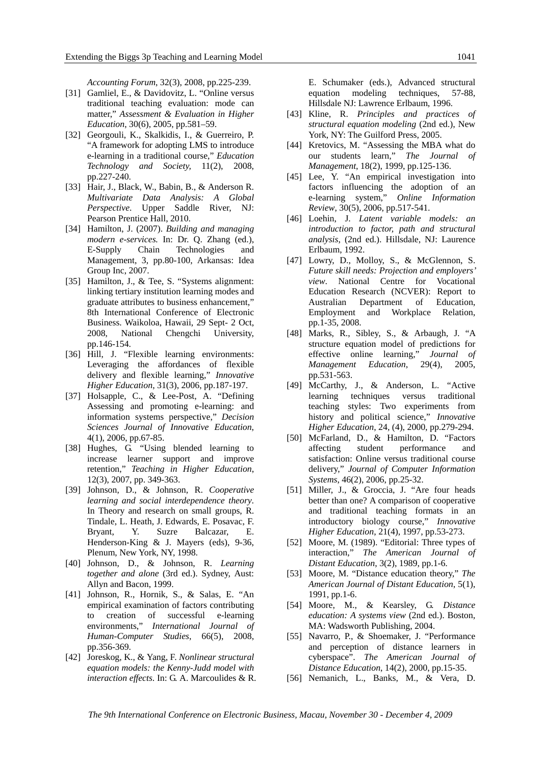*Accounting Forum*, 32(3), 2008, pp.225-239.

[31] Gamliel, E., & Davidovitz, L. "Online versus traditional teaching evaluation: mode can matter," *Assessment & Evaluation in Higher Education*, 30(6), 2005, pp.581–59.

[32] Georgouli, K., Skalkidis, I., & Guerreiro, P. "A framework for adopting LMS to introduce e-learning in a traditional course," *Education Technology and Society*, 11(2), 2008, pp.227-240.

[33] Hair, J., Black, W., Babin, B., & Anderson R. *Multivariate Data Analysis: A Global Perspective*. Upper Saddle River, NJ: Pearson Prentice Hall, 2010.

[34] Hamilton, J. (2007). *Building and managing modern e-services.* In: Dr. Q. Zhang (ed.), E-Supply Chain Technologies and Management, 3, pp.80-100, Arkansas: Idea Group Inc, 2007.

[35] Hamilton, J., & Tee, S. "Systems alignment: linking tertiary institution learning modes and graduate attributes to business enhancement," 8th International Conference of Electronic Business. Waikoloa, Hawaii, 29 Sept- 2 Oct, 2008, National Chengchi University, pp.146-154.

[36] Hill, J. "Flexible learning environments: Leveraging the affordances of flexible delivery and flexible learning," *Innovative Higher Education*, 31(3), 2006, pp.187-197.

[37] Holsapple, C., & Lee-Post, A. "Defining Assessing and promoting e-learning: and information systems perspective," *Decision Sciences Journal of Innovative Education*, 4(1), 2006, pp.67-85.

[38] Hughes, G. "Using blended learning to increase learner support and improve retention," *Teaching in Higher Education*, 12(3), 2007, pp. 349-363.

[39] Johnson, D., & Johnson, R. *Cooperative learning and social interdependence theory*. In Theory and research on small groups, R. Tindale, L. Heath, J. Edwards, E. Posavac, F. Bryant, Y. Suzre Balcazar, E. Henderson-King & J. Mayers (eds), 9-36, Plenum, New York, NY, 1998.

[40] Johnson, D., & Johnson, R. *Learning together and alone* (3rd ed.). Sydney, Aust: Allyn and Bacon, 1999.

[41] Johnson, R., Hornik, S., & Salas, E. "An empirical examination of factors contributing to creation of successful e-learning environments," *International Journal of Human-Computer Studies*, 66(5), 2008, pp.356-369.

[42] Joreskog, K., & Yang, F. *Nonlinear structural equation models: the Kenny-Judd model with interaction effects*. In: G. A. Marcoulides & R. E. Schumaker (eds.), Advanced structural equation modeling techniques, 57-88, Hillsdale NJ: Lawrence Erlbaum, 1996.

[43] Kline, R. *Principles and practices of structural equation modeling* (2nd ed.), New York, NY: The Guilford Press, 2005.

[44] Kretovics, M. "Assessing the MBA what do our students learn," *The Journal of Management*, 18(2), 1999, pp.125-136.

[45] Lee, Y. "An empirical investigation into factors influencing the adoption of an e-learning system," *Online Information Review*, 30(5), 2006, pp.517-541.

[46] Loehin, J. *Latent variable models: an introduction to factor, path and structural analysis*, (2nd ed.). Hillsdale, NJ: Laurence Erlbaum, 1992.

[47] Lowry, D., Molloy, S., & McGlennon, S. *Future skill needs: Projection and employers' view*. National Centre for Vocational Education Research (NCVER): Report to Australian Department of Education, Employment and Workplace Relation, pp.1-35, 2008.

[48] Marks, R., Sibley, S., & Arbaugh, J. "A structure equation model of predictions for effective online learning," *Journal of Management Education*, 29(4), 2005, pp.531-563.

[49] McCarthy, J., & Anderson, L. "Active learning techniques versus traditional teaching styles: Two experiments from history and political science," *Innovative Higher Education*, 24, (4), 2000, pp.279-294.

[50] McFarland, D., & Hamilton, D. "Factors affecting student performance and satisfaction: Online versus traditional course delivery," *Journal of Computer Information Systems*, 46(2), 2006, pp.25-32.

[51] Miller, J., & Groccia, J. "Are four heads better than one? A comparison of cooperative and traditional teaching formats in an introductory biology course," *Innovative Higher Education*, 21(4), 1997, pp.53-273.

[52] Moore, M. (1989). "Editorial: Three types of interaction," *The American Journal of Distant Education*, 3(2), 1989, pp.1-6.

[53] Moore, M. "Distance education theory," *The American Journal of Distant Education*, 5(1), 1991, pp.1-6.

[54] Moore, M., & Kearsley, G. *Distance education: A systems view* (2nd ed.). Boston, MA: Wadsworth Publishing, 2004.

[55] Navarro, P., & Shoemaker, J. "Performance and perception of distance learners in cyberspace". *The American Journal of Distance Education*, 14(2), 2000, pp.15-35.

[56] Nemanich, L., Banks, M., & Vera, D.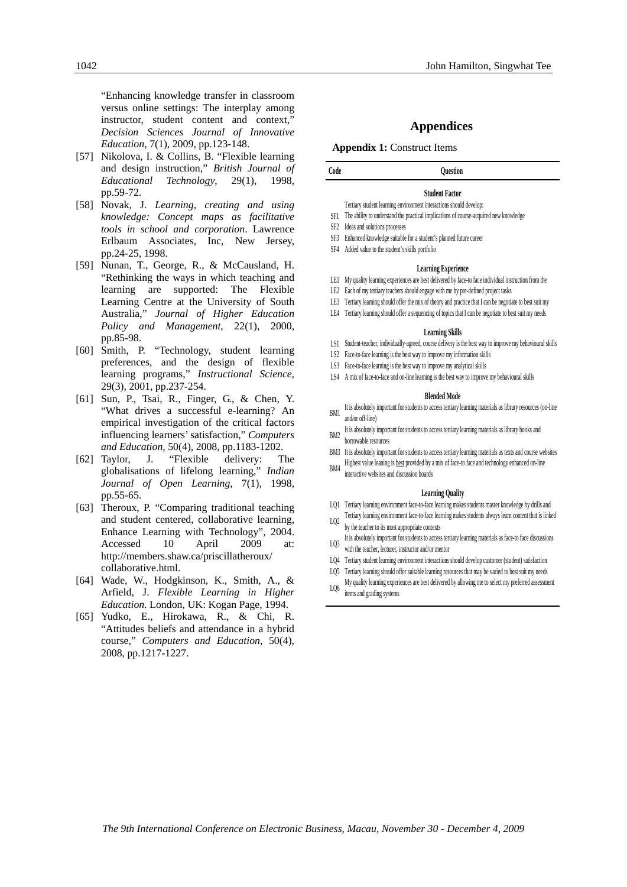"Enhancing knowledge transfer in classroom versus online settings: The interplay among instructor, student content and context," *Decision Sciences Journal of Innovative Education*, 7(1), 2009, pp.123-148.

[57] Nikolova, I. & Collins, B. "Flexible learning and design instruction," *British Journal of Educational Technology*, 29(1), 1998, pp.59-72.

[58] Novak, J. *Learning, creating and using knowledge: Concept maps as facilitative tools in school and corporation*. Lawrence Erlbaum Associates, Inc, New Jersey, pp.24-25, 1998.

[59] Nunan, T., George, R., & McCausland, H. "Rethinking the ways in which teaching and learning are supported: The Flexible Learning Centre at the University of South Australia," *Journal of Higher Education Policy and Management*, 22(1), 2000, pp.85-98.

[60] Smith, P. "Technology, student learning preferences, and the design of flexible learning programs," *Instructional Science*, 29(3), 2001, pp.237-254.

[61] Sun, P., Tsai, R., Finger, G., & Chen, Y. "What drives a successful e-learning? An empirical investigation of the critical factors influencing learners' satisfaction," *Computers and Education*, 50(4), 2008, pp.1183-1202.

[62] Taylor, J. "Flexible delivery: The globalisations of lifelong learning," *Indian Journal of Open Learning*, 7(1), 1998, pp.55-65.

[63] Theroux, P. "Comparing traditional teaching and student centered, collaborative learning, Enhance Learning with Technology", 2004. Accessed 10 April 2009 at: http://members.shaw.ca/priscillatheroux/ collaborative.html.

[64] Wade, W., Hodgkinson, K., Smith, A., & Arfield, J. *Flexible Learning in Higher Education.* London, UK: Kogan Page, 1994.

[65] Yudko, E., Hirokawa, R., & Chi, R. "Attitudes beliefs and attendance in a hybrid course," *Computers and Education*, 50(4), 2008, pp.1217-1227.

## Appendices

**Appendix 1:** Construct Items

| Code | Question |
|---|---|
| | **Student Factor** |
| | Tertiary student learning environment interactions should develop: |
| SF1 | The ability to understand the practical implications of course-acquired new knowledge |
| SF2 | Ideas and solutions processes |
| SF3 | Enhanced knowledge suitable for a student's planned future career |
| SF4 | Added value to the student's skills portfolio |
| | **Learning Experience** |
| LE1 | My quality learning experiences are best delivered by face-to face individual instruction from the |
| LE2 | Each of my tertiary teachers should engage with me by pre-defined project tasks |
| LE3 | Tertiary learning should offer the mix of theory and practice that I can be negotiate to best suit my |
| LE4 | Tertiary learning should offer a sequencing of topics that I can be negotiate to best suit my needs |
| | **Learning Skills** |
| LS1 | Student-teacher, individually-agreed, course delivery is the best way to improve my behavioural skills |
| LS2 | Face-to-face learning is the best way to improve my information skills |
| LS3 | Face-to-face learning is the best way to improve my analytical skills |
| LS4 | A mix of face-to-face and on-line learning is the best way to improve my behavioural skills |
| | **Blended Mode** |
| BM1 | It is absolutely important for students to access tertiary learning materials as library resources (on-line and/or off-line) |
| BM2 | It is absolutely important for students to access tertiary learning materials as library books and borrowable resources |
| BM3 | It is absolutely important for students to access tertiary learning materials as texts and course websites |
| BM4 | Highest value leaning is best provided by a mix of face-to face and technology enhanced on-line interactive websites and discussion boards |
| | **Learning Quality** |
| LQ1 | Tertiary learning environment face-to-face learning makes students master knowledge by drills and |
| LQ2 | Tertiary learning environment face-to-face learning makes students always learn content that is linked by the teacher to its most appropriate contexts |
| LQ3 | It is absolutely important for students to access tertiary learning materials as face-to face discussions with the teacher, lecturer, instructor and/or mentor |
| LQ4 | Tertiary student learning environment interactions should develop customer (student) satisfaction |
| LQ5 | Tertiary learning should offer suitable learning resources that may be varied to best suit my needs |
| LQ6 | My quality learning experiences are best delivered by allowing me to select my preferred assessment items and grading systems |